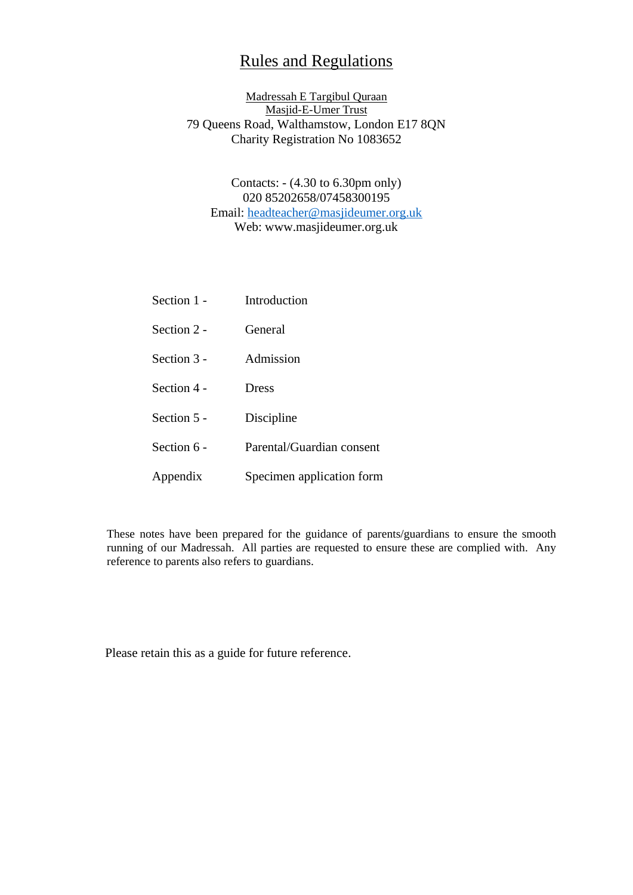# Rules and Regulations

Madressah E Targibul Quraan
Masjid-E-Umer Trust
79 Queens Road, Walthamstow, London E17 8QN
Charity Registration No 1083652

Contacts: - (4.30 to 6.30pm only)
020 85202658/07458300195
Email: headteacher@masjideumer.org.uk
Web: www.masjideumer.org.uk

| | |
|---|---|
| Section 1 - | Introduction |
| Section 2 - | General |
| Section 3 - | Admission |
| Section 4 - | Dress |
| Section 5 - | Discipline |
| Section 6 - | Parental/Guardian consent |
| Appendix | Specimen application form |

These notes have been prepared for the guidance of parents/guardians to ensure the smooth running of our Madressah. All parties are requested to ensure these are complied with. Any reference to parents also refers to guardians.

Please retain this as a guide for future reference.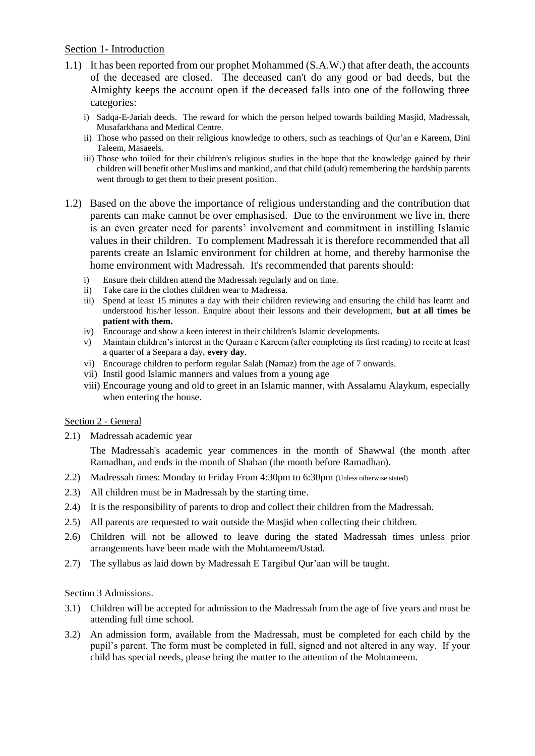## Section 1- Introduction

1.1) It has been reported from our prophet Mohammed (S.A.W.) that after death, the accounts of the deceased are closed. The deceased can't do any good or bad deeds, but the Almighty keeps the account open if the deceased falls into one of the following three categories:

   i) Sadqa-E-Jariah deeds. The reward for which the person helped towards building Masjid, Madressah, Musafarkhana and Medical Centre.
   ii) Those who passed on their religious knowledge to others, such as teachings of Qur'an e Kareem, Dini Taleem, Masaeels.
   iii) Those who toiled for their children's religious studies in the hope that the knowledge gained by their children will benefit other Muslims and mankind, and that child (adult) remembering the hardship parents went through to get them to their present position.

1.2) Based on the above the importance of religious understanding and the contribution that parents can make cannot be over emphasised. Due to the environment we live in, there is an even greater need for parents' involvement and commitment in instilling Islamic values in their children. To complement Madressah it is therefore recommended that all parents create an Islamic environment for children at home, and thereby harmonise the home environment with Madressah. It's recommended that parents should:

   i) Ensure their children attend the Madressah regularly and on time.
   ii) Take care in the clothes children wear to Madressa.
   iii) Spend at least 15 minutes a day with their children reviewing and ensuring the child has learnt and understood his/her lesson. Enquire about their lessons and their development, **but at all times be patient with them.**
   iv) Encourage and show a keen interest in their children's Islamic developments.
   v) Maintain children's interest in the Quraan e Kareem (after completing its first reading) to recite at least a quarter of a Seepara a day, **every day**.
   vi) Encourage children to perform regular Salah (Namaz) from the age of 7 onwards.
   vii) Instil good Islamic manners and values from a young age
   viii) Encourage young and old to greet in an Islamic manner, with Assalamu Alaykum, especially when entering the house.

## Section 2 - General

2.1) Madressah academic year

The Madressah's academic year commences in the month of Shawwal (the month after Ramadhan, and ends in the month of Shaban (the month before Ramadhan).

2.2) Madressah times: Monday to Friday From 4:30pm to 6:30pm (Unless otherwise stated)

2.3) All children must be in Madressah by the starting time.

2.4) It is the responsibility of parents to drop and collect their children from the Madressah.

2.5) All parents are requested to wait outside the Masjid when collecting their children.

2.6) Children will not be allowed to leave during the stated Madressah times unless prior arrangements have been made with the Mohtameem/Ustad.

2.7) The syllabus as laid down by Madressah E Targibul Qur'aan will be taught.

## Section 3 Admissions.

3.1) Children will be accepted for admission to the Madressah from the age of five years and must be attending full time school.

3.2) An admission form, available from the Madressah, must be completed for each child by the pupil's parent. The form must be completed in full, signed and not altered in any way. If your child has special needs, please bring the matter to the attention of the Mohtameem.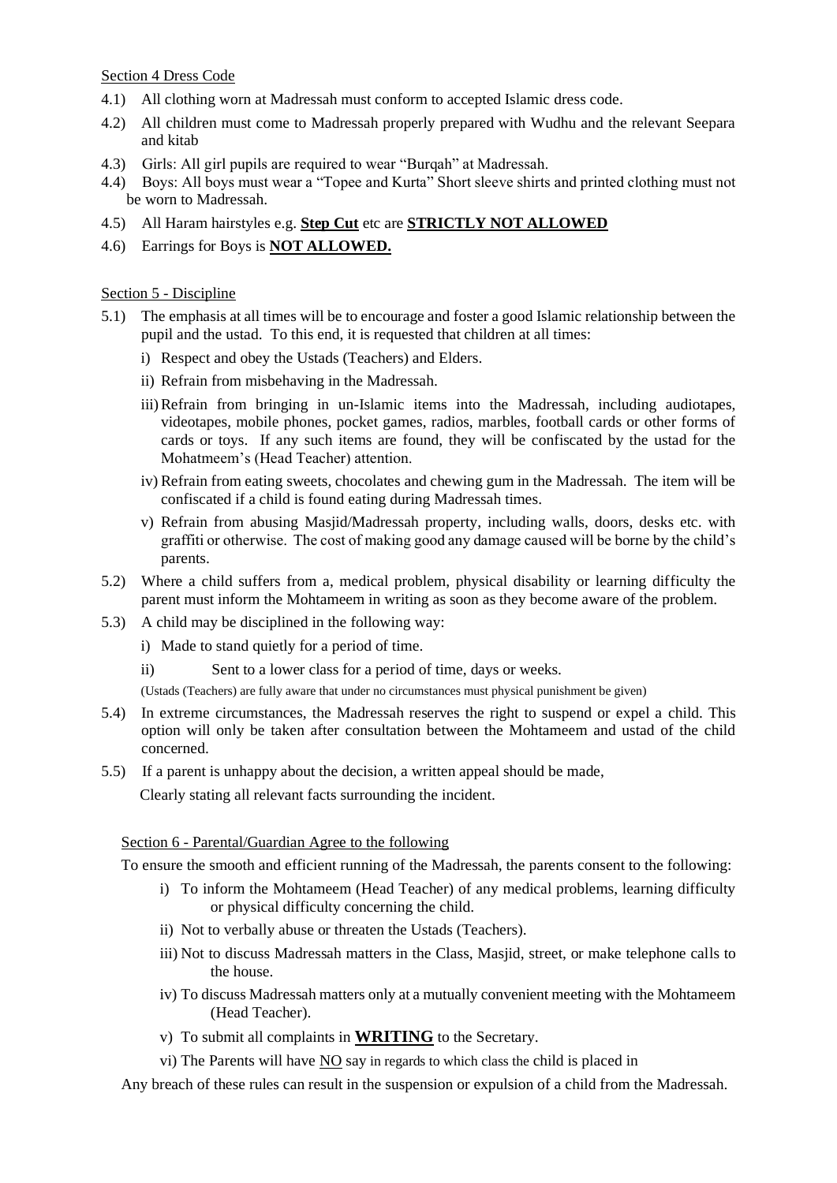## Section 4 Dress Code

4.1) All clothing worn at Madressah must conform to accepted Islamic dress code.

4.2) All children must come to Madressah properly prepared with Wudhu and the relevant Seepara and kitab

4.3) Girls: All girl pupils are required to wear "Burqah" at Madressah.

4.4) Boys: All boys must wear a "Topee and Kurta" Short sleeve shirts and printed clothing must not be worn to Madressah.

4.5) All Haram hairstyles e.g. **Step Cut** etc are **STRICTLY NOT ALLOWED**

4.6) Earrings for Boys is **NOT ALLOWED.**

## Section 5 - Discipline

5.1) The emphasis at all times will be to encourage and foster a good Islamic relationship between the pupil and the ustad. To this end, it is requested that children at all times:

i) Respect and obey the Ustads (Teachers) and Elders.

ii) Refrain from misbehaving in the Madressah.

iii) Refrain from bringing in un-Islamic items into the Madressah, including audiotapes, videotapes, mobile phones, pocket games, radios, marbles, football cards or other forms of cards or toys. If any such items are found, they will be confiscated by the ustad for the Mohatmeem's (Head Teacher) attention.

iv) Refrain from eating sweets, chocolates and chewing gum in the Madressah. The item will be confiscated if a child is found eating during Madressah times.

v) Refrain from abusing Masjid/Madressah property, including walls, doors, desks etc. with graffiti or otherwise. The cost of making good any damage caused will be borne by the child's parents.

5.2) Where a child suffers from a, medical problem, physical disability or learning difficulty the parent must inform the Mohtameem in writing as soon as they become aware of the problem.

5.3) A child may be disciplined in the following way:

i) Made to stand quietly for a period of time.

ii) Sent to a lower class for a period of time, days or weeks.

(Ustads (Teachers) are fully aware that under no circumstances must physical punishment be given)

5.4) In extreme circumstances, the Madressah reserves the right to suspend or expel a child. This option will only be taken after consultation between the Mohtameem and ustad of the child concerned.

5.5) If a parent is unhappy about the decision, a written appeal should be made,
Clearly stating all relevant facts surrounding the incident.

## Section 6 - Parental/Guardian Agree to the following

To ensure the smooth and efficient running of the Madressah, the parents consent to the following:

i) To inform the Mohtameem (Head Teacher) of any medical problems, learning difficulty or physical difficulty concerning the child.

ii) Not to verbally abuse or threaten the Ustads (Teachers).

iii) Not to discuss Madressah matters in the Class, Masjid, street, or make telephone calls to the house.

iv) To discuss Madressah matters only at a mutually convenient meeting with the Mohtameem (Head Teacher).

v) To submit all complaints in **WRITING** to the Secretary.

vi) The Parents will have NO say in regards to which class the child is placed in

Any breach of these rules can result in the suspension or expulsion of a child from the Madressah.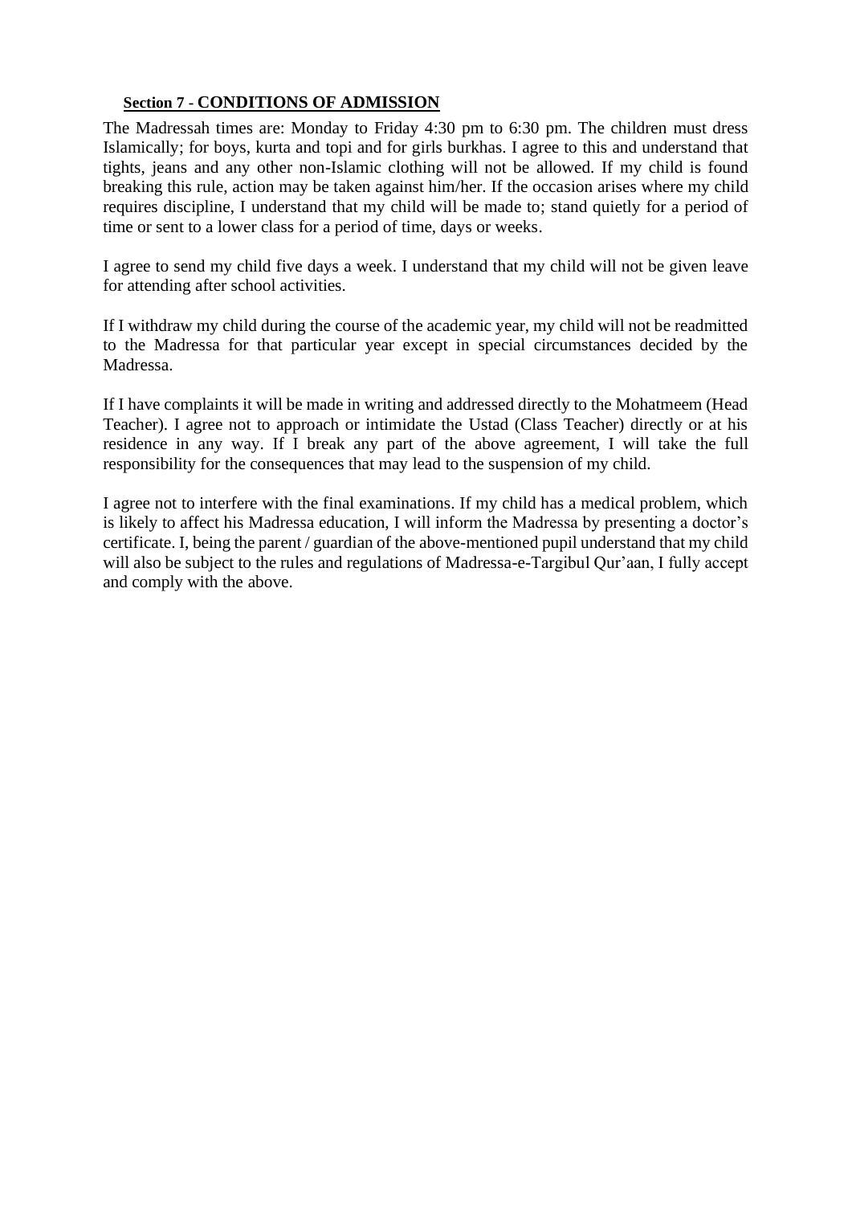## **Section 7 - CONDITIONS OF ADMISSION**

The Madressah times are: Monday to Friday 4:30 pm to 6:30 pm. The children must dress Islamically; for boys, kurta and topi and for girls burkhas. I agree to this and understand that tights, jeans and any other non-Islamic clothing will not be allowed. If my child is found breaking this rule, action may be taken against him/her. If the occasion arises where my child requires discipline, I understand that my child will be made to; stand quietly for a period of time or sent to a lower class for a period of time, days or weeks.

I agree to send my child five days a week. I understand that my child will not be given leave for attending after school activities.

If I withdraw my child during the course of the academic year, my child will not be readmitted to the Madressa for that particular year except in special circumstances decided by the Madressa.

If I have complaints it will be made in writing and addressed directly to the Mohatmeem (Head Teacher). I agree not to approach or intimidate the Ustad (Class Teacher) directly or at his residence in any way. If I break any part of the above agreement, I will take the full responsibility for the consequences that may lead to the suspension of my child.

I agree not to interfere with the final examinations. If my child has a medical problem, which is likely to affect his Madressa education, I will inform the Madressa by presenting a doctor's certificate. I, being the parent / guardian of the above-mentioned pupil understand that my child will also be subject to the rules and regulations of Madressa-e-Targibul Qur'aan, I fully accept and comply with the above.